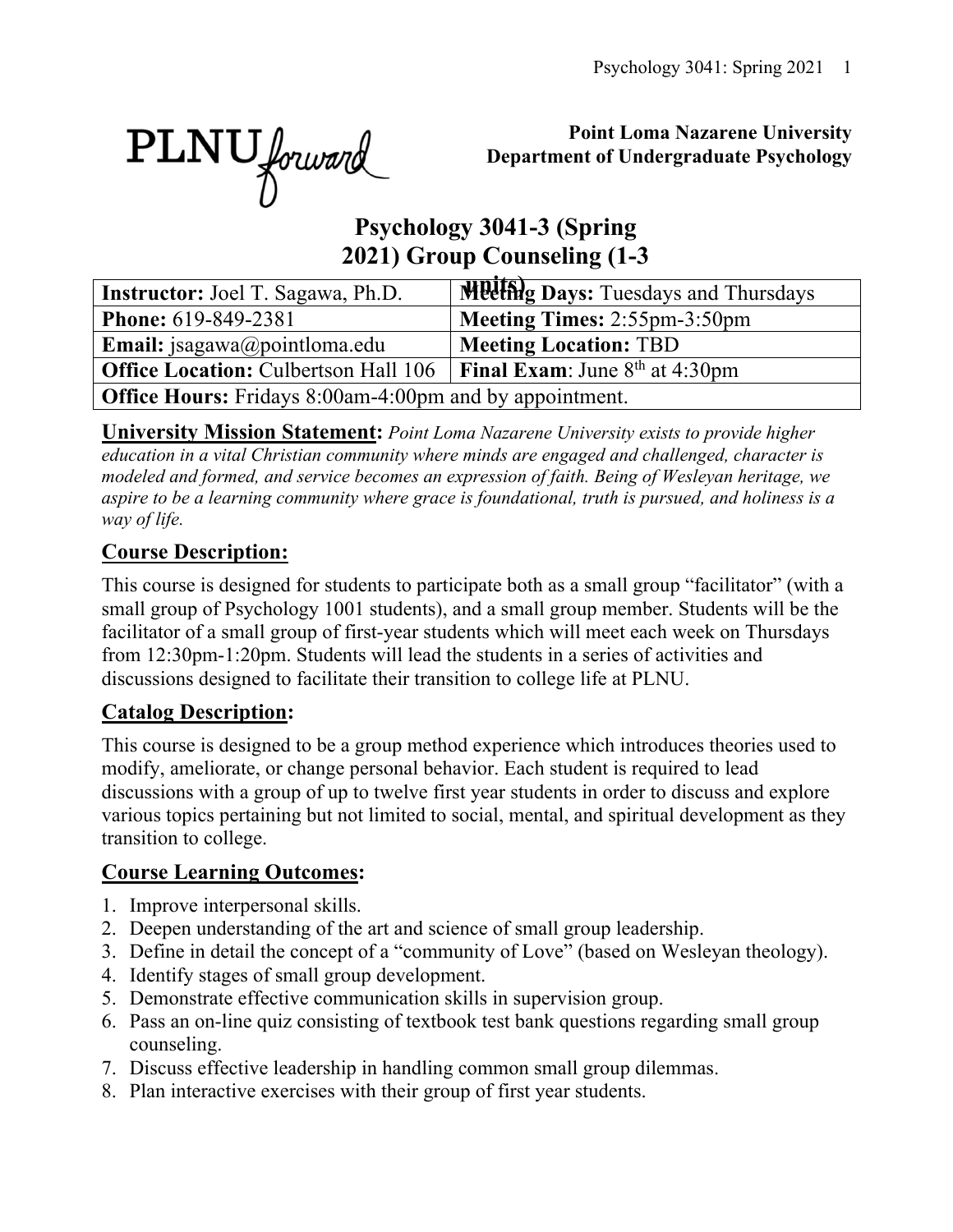**Point Loma Nazarene University**
**Department of Undergraduate Psychology**

# Psychology 3041-3 (Spring 2021) Group Counseling (1-3 units)

| | |
|---|---|
| **Instructor:** Joel T. Sagawa, Ph.D. | **Meeting Days:** Tuesdays and Thursdays |
| **Phone:** 619-849-2381 | **Meeting Times:** 2:55pm-3:50pm |
| **Email:** jsagawa@pointloma.edu | **Meeting Location:** TBD |
| **Office Location:** Culbertson Hall 106 | **Final Exam**: June 8th at 4:30pm |
| **Office Hours:** Fridays 8:00am-4:00pm and by appointment. | |

**University Mission Statement:** *Point Loma Nazarene University exists to provide higher education in a vital Christian community where minds are engaged and challenged, character is modeled and formed, and service becomes an expression of faith. Being of Wesleyan heritage, we aspire to be a learning community where grace is foundational, truth is pursued, and holiness is a way of life.*

## Course Description:

This course is designed for students to participate both as a small group "facilitator" (with a small group of Psychology 1001 students), and a small group member. Students will be the facilitator of a small group of first-year students which will meet each week on Thursdays from 12:30pm-1:20pm. Students will lead the students in a series of activities and discussions designed to facilitate their transition to college life at PLNU.

## Catalog Description:

This course is designed to be a group method experience which introduces theories used to modify, ameliorate, or change personal behavior. Each student is required to lead discussions with a group of up to twelve first year students in order to discuss and explore various topics pertaining but not limited to social, mental, and spiritual development as they transition to college.

## Course Learning Outcomes:

1. Improve interpersonal skills.
2. Deepen understanding of the art and science of small group leadership.
3. Define in detail the concept of a "community of Love" (based on Wesleyan theology).
4. Identify stages of small group development.
5. Demonstrate effective communication skills in supervision group.
6. Pass an on-line quiz consisting of textbook test bank questions regarding small group counseling.
7. Discuss effective leadership in handling common small group dilemmas.
8. Plan interactive exercises with their group of first year students.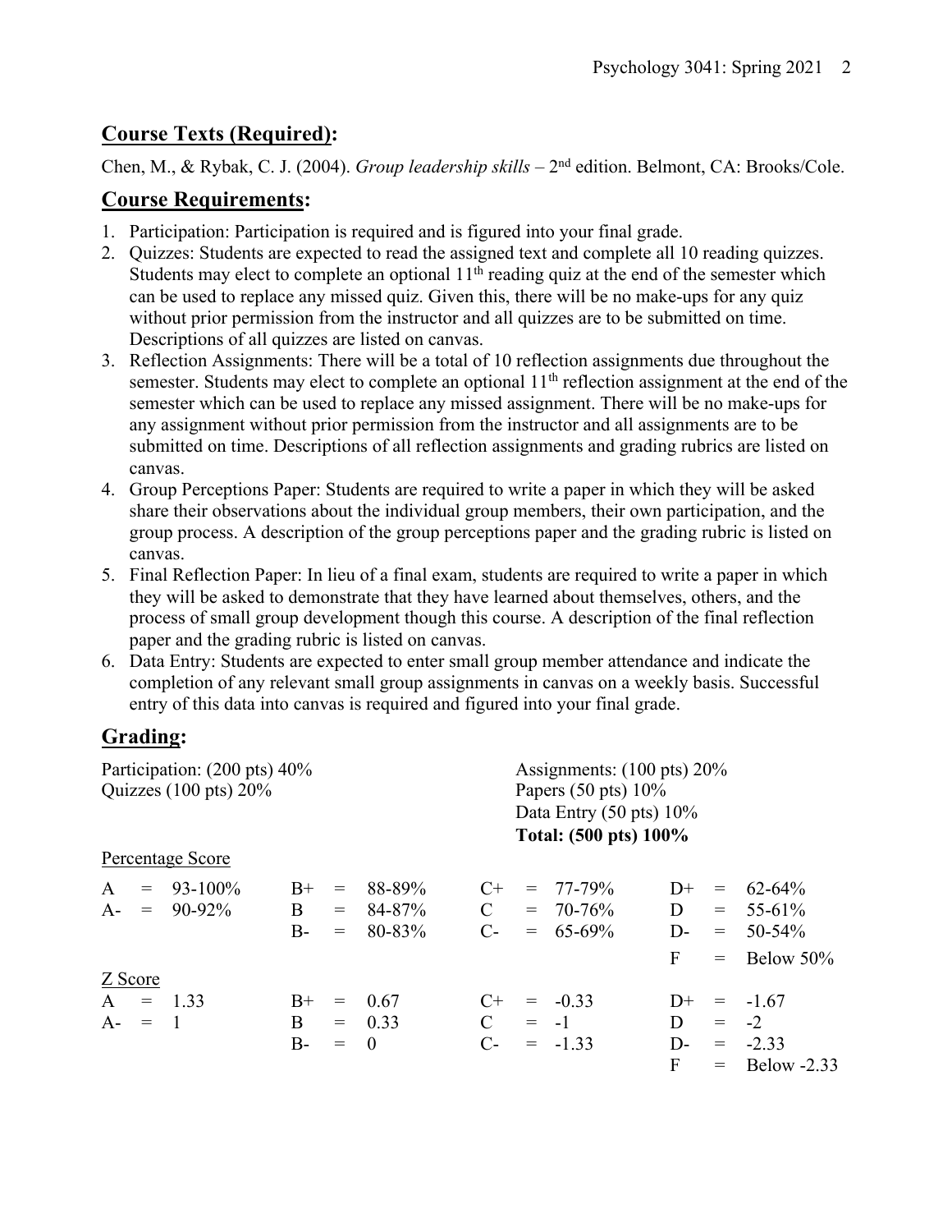## Course Texts (Required):

Chen, M., & Rybak, C. J. (2004). *Group leadership skills* – 2nd edition. Belmont, CA: Brooks/Cole.

## Course Requirements:

1. Participation: Participation is required and is figured into your final grade.
2. Quizzes: Students are expected to read the assigned text and complete all 10 reading quizzes. Students may elect to complete an optional 11th reading quiz at the end of the semester which can be used to replace any missed quiz. Given this, there will be no make-ups for any quiz without prior permission from the instructor and all quizzes are to be submitted on time. Descriptions of all quizzes are listed on canvas.
3. Reflection Assignments: There will be a total of 10 reflection assignments due throughout the semester. Students may elect to complete an optional 11th reflection assignment at the end of the semester which can be used to replace any missed assignment. There will be no make-ups for any assignment without prior permission from the instructor and all assignments are to be submitted on time. Descriptions of all reflection assignments and grading rubrics are listed on canvas.
4. Group Perceptions Paper: Students are required to write a paper in which they will be asked share their observations about the individual group members, their own participation, and the group process. A description of the group perceptions paper and the grading rubric is listed on canvas.
5. Final Reflection Paper: In lieu of a final exam, students are required to write a paper in which they will be asked to demonstrate that they have learned about themselves, others, and the process of small group development though this course. A description of the final reflection paper and the grading rubric is listed on canvas.
6. Data Entry: Students are expected to enter small group member attendance and indicate the completion of any relevant small group assignments in canvas on a weekly basis. Successful entry of this data into canvas is required and figured into your final grade.

## Grading:

Participation: (200 pts) 40%
Quizzes (100 pts) 20%
Assignments: (100 pts) 20%
Papers (50 pts) 10%
Data Entry (50 pts) 10%
**Total: (500 pts) 100%**

Percentage Score

| Grade | Score | Grade | Score | Grade | Score | Grade | Score |
|---|---|---|---|---|---|---|---|
| A | 93-100% | B+ | 88-89% | C+ | 77-79% | D+ | 62-64% |
| A- | 90-92% | B | 84-87% | C | 70-76% | D | 55-61% |
| | | B- | 80-83% | C- | 65-69% | D- | 50-54% |
| | | | | | | F | Below 50% |

Z Score

| Grade | Score | Grade | Score | Grade | Score | Grade | Score |
|---|---|---|---|---|---|---|---|
| A | 1.33 | B+ | 0.67 | C+ | -0.33 | D+ | -1.67 |
| A- | 1 | B | 0.33 | C | -1 | D | -2 |
| | | B- | 0 | C- | -1.33 | D- | -2.33 |
| | | | | | | F | Below -2.33 |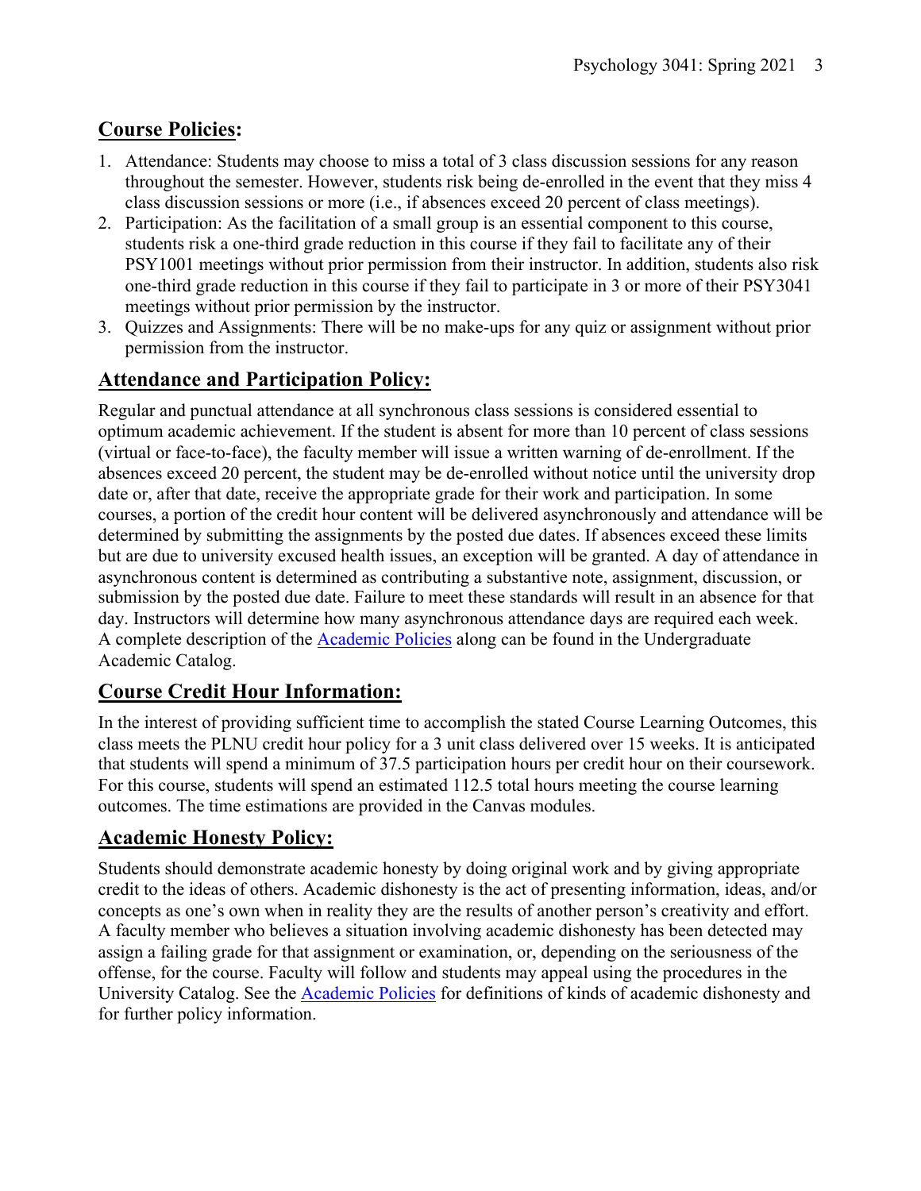## **Course Policies:**

1. Attendance: Students may choose to miss a total of 3 class discussion sessions for any reason throughout the semester. However, students risk being de-enrolled in the event that they miss 4 class discussion sessions or more (i.e., if absences exceed 20 percent of class meetings).
2. Participation: As the facilitation of a small group is an essential component to this course, students risk a one-third grade reduction in this course if they fail to facilitate any of their PSY1001 meetings without prior permission from their instructor. In addition, students also risk one-third grade reduction in this course if they fail to participate in 3 or more of their PSY3041 meetings without prior permission by the instructor.
3. Quizzes and Assignments: There will be no make-ups for any quiz or assignment without prior permission from the instructor.

## **Attendance and Participation Policy:**

Regular and punctual attendance at all synchronous class sessions is considered essential to optimum academic achievement. If the student is absent for more than 10 percent of class sessions (virtual or face-to-face), the faculty member will issue a written warning of de-enrollment. If the absences exceed 20 percent, the student may be de-enrolled without notice until the university drop date or, after that date, receive the appropriate grade for their work and participation. In some courses, a portion of the credit hour content will be delivered asynchronously and attendance will be determined by submitting the assignments by the posted due dates. If absences exceed these limits but are due to university excused health issues, an exception will be granted. A day of attendance in asynchronous content is determined as contributing a substantive note, assignment, discussion, or submission by the posted due date. Failure to meet these standards will result in an absence for that day. Instructors will determine how many asynchronous attendance days are required each week. A complete description of the Academic Policies along can be found in the Undergraduate Academic Catalog.

## **Course Credit Hour Information:**

In the interest of providing sufficient time to accomplish the stated Course Learning Outcomes, this class meets the PLNU credit hour policy for a 3 unit class delivered over 15 weeks. It is anticipated that students will spend a minimum of 37.5 participation hours per credit hour on their coursework. For this course, students will spend an estimated 112.5 total hours meeting the course learning outcomes. The time estimations are provided in the Canvas modules.

## **Academic Honesty Policy:**

Students should demonstrate academic honesty by doing original work and by giving appropriate credit to the ideas of others. Academic dishonesty is the act of presenting information, ideas, and/or concepts as one's own when in reality they are the results of another person's creativity and effort. A faculty member who believes a situation involving academic dishonesty has been detected may assign a failing grade for that assignment or examination, or, depending on the seriousness of the offense, for the course. Faculty will follow and students may appeal using the procedures in the University Catalog. See the Academic Policies for definitions of kinds of academic dishonesty and for further policy information.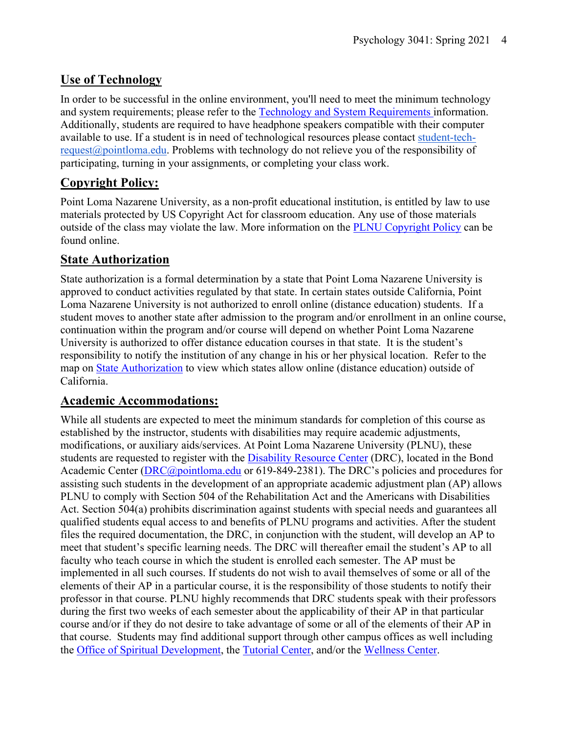## Use of Technology

In order to be successful in the online environment, you'll need to meet the minimum technology and system requirements; please refer to the Technology and System Requirements information. Additionally, students are required to have headphone speakers compatible with their computer available to use. If a student is in need of technological resources please contact student-tech-request@pointloma.edu. Problems with technology do not relieve you of the responsibility of participating, turning in your assignments, or completing your class work.

## Copyright Policy:

Point Loma Nazarene University, as a non-profit educational institution, is entitled by law to use materials protected by US Copyright Act for classroom education. Any use of those materials outside of the class may violate the law. More information on the PLNU Copyright Policy can be found online.

## State Authorization

State authorization is a formal determination by a state that Point Loma Nazarene University is approved to conduct activities regulated by that state. In certain states outside California, Point Loma Nazarene University is not authorized to enroll online (distance education) students. If a student moves to another state after admission to the program and/or enrollment in an online course, continuation within the program and/or course will depend on whether Point Loma Nazarene University is authorized to offer distance education courses in that state. It is the student's responsibility to notify the institution of any change in his or her physical location. Refer to the map on State Authorization to view which states allow online (distance education) outside of California.

## Academic Accommodations:

While all students are expected to meet the minimum standards for completion of this course as established by the instructor, students with disabilities may require academic adjustments, modifications, or auxiliary aids/services. At Point Loma Nazarene University (PLNU), these students are requested to register with the Disability Resource Center (DRC), located in the Bond Academic Center (DRC@pointloma.edu or 619-849-2381). The DRC's policies and procedures for assisting such students in the development of an appropriate academic adjustment plan (AP) allows PLNU to comply with Section 504 of the Rehabilitation Act and the Americans with Disabilities Act. Section 504(a) prohibits discrimination against students with special needs and guarantees all qualified students equal access to and benefits of PLNU programs and activities. After the student files the required documentation, the DRC, in conjunction with the student, will develop an AP to meet that student's specific learning needs. The DRC will thereafter email the student's AP to all faculty who teach course in which the student is enrolled each semester. The AP must be implemented in all such courses. If students do not wish to avail themselves of some or all of the elements of their AP in a particular course, it is the responsibility of those students to notify their professor in that course. PLNU highly recommends that DRC students speak with their professors during the first two weeks of each semester about the applicability of their AP in that particular course and/or if they do not desire to take advantage of some or all of the elements of their AP in that course. Students may find additional support through other campus offices as well including the Office of Spiritual Development, the Tutorial Center, and/or the Wellness Center.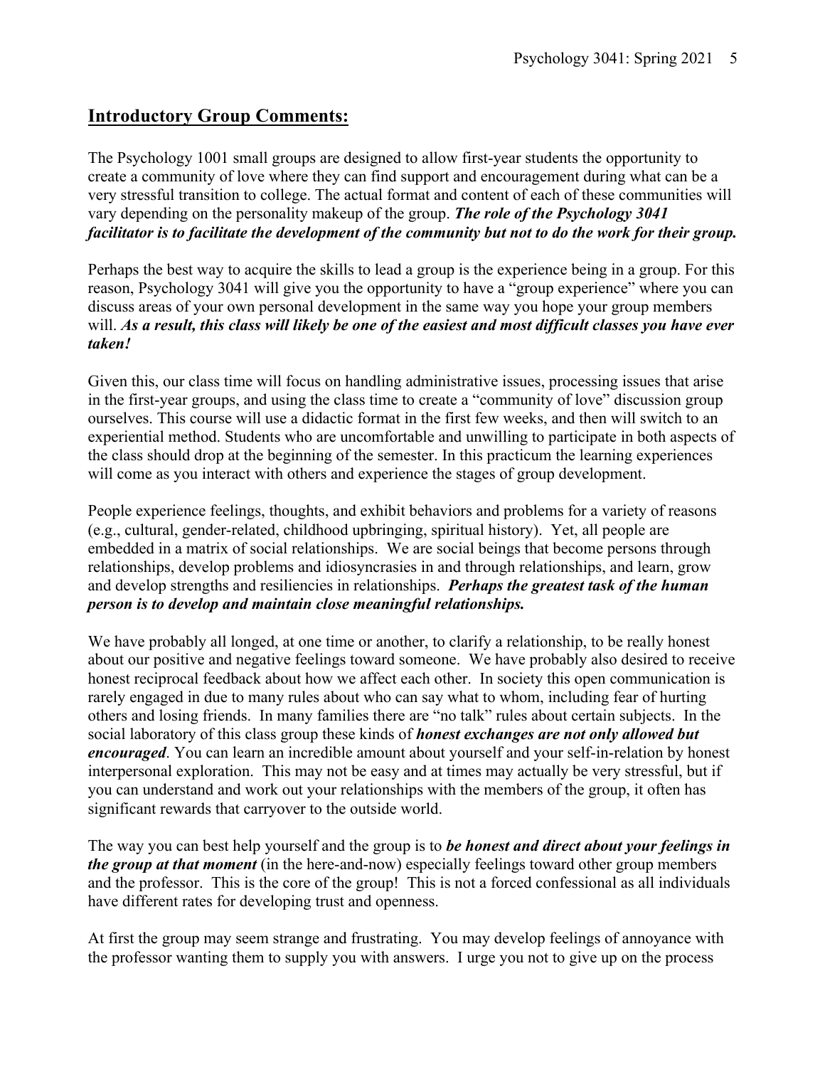## Introductory Group Comments:

The Psychology 1001 small groups are designed to allow first-year students the opportunity to create a community of love where they can find support and encouragement during what can be a very stressful transition to college. The actual format and content of each of these communities will vary depending on the personality makeup of the group. ***The role of the Psychology 3041 facilitator is to facilitate the development of the community but not to do the work for their group.***

Perhaps the best way to acquire the skills to lead a group is the experience being in a group. For this reason, Psychology 3041 will give you the opportunity to have a "group experience" where you can discuss areas of your own personal development in the same way you hope your group members will. ***As a result, this class will likely be one of the easiest and most difficult classes you have ever taken!***

Given this, our class time will focus on handling administrative issues, processing issues that arise in the first-year groups, and using the class time to create a "community of love" discussion group ourselves. This course will use a didactic format in the first few weeks, and then will switch to an experiential method. Students who are uncomfortable and unwilling to participate in both aspects of the class should drop at the beginning of the semester. In this practicum the learning experiences will come as you interact with others and experience the stages of group development.

People experience feelings, thoughts, and exhibit behaviors and problems for a variety of reasons (e.g., cultural, gender-related, childhood upbringing, spiritual history). Yet, all people are embedded in a matrix of social relationships. We are social beings that become persons through relationships, develop problems and idiosyncrasies in and through relationships, and learn, grow and develop strengths and resiliencies in relationships. ***Perhaps the greatest task of the human person is to develop and maintain close meaningful relationships.***

We have probably all longed, at one time or another, to clarify a relationship, to be really honest about our positive and negative feelings toward someone. We have probably also desired to receive honest reciprocal feedback about how we affect each other. In society this open communication is rarely engaged in due to many rules about who can say what to whom, including fear of hurting others and losing friends. In many families there are "no talk" rules about certain subjects. In the social laboratory of this class group these kinds of ***honest exchanges are not only allowed but encouraged***. You can learn an incredible amount about yourself and your self-in-relation by honest interpersonal exploration. This may not be easy and at times may actually be very stressful, but if you can understand and work out your relationships with the members of the group, it often has significant rewards that carryover to the outside world.

The way you can best help yourself and the group is to ***be honest and direct about your feelings in the group at that moment*** (in the here-and-now) especially feelings toward other group members and the professor. This is the core of the group! This is not a forced confessional as all individuals have different rates for developing trust and openness.

At first the group may seem strange and frustrating. You may develop feelings of annoyance with the professor wanting them to supply you with answers. I urge you not to give up on the process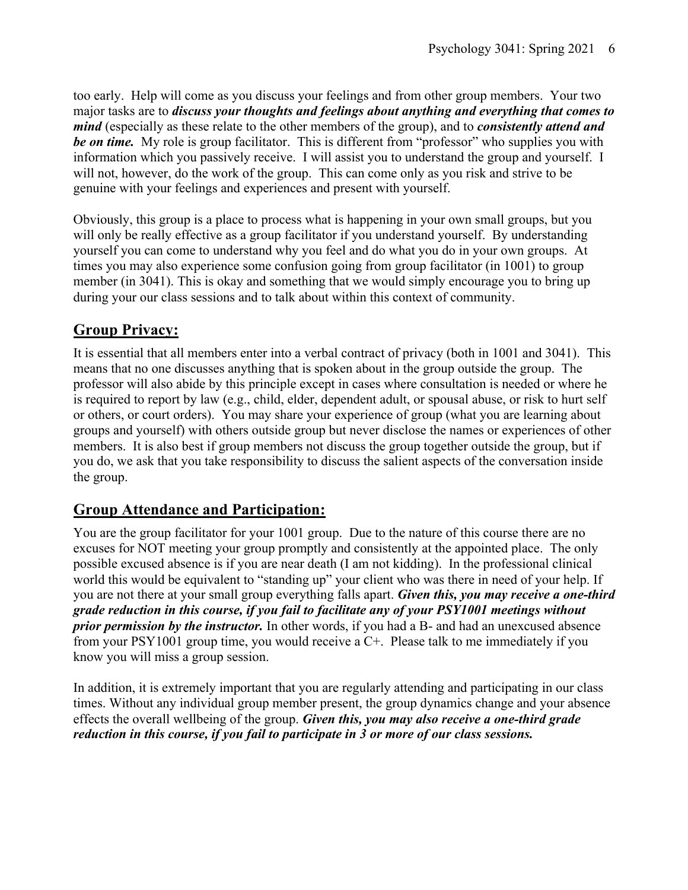too early. Help will come as you discuss your feelings and from other group members. Your two major tasks are to ***discuss your thoughts and feelings about anything and everything that comes to mind*** (especially as these relate to the other members of the group), and to ***consistently attend and be on time.*** My role is group facilitator. This is different from "professor" who supplies you with information which you passively receive. I will assist you to understand the group and yourself. I will not, however, do the work of the group. This can come only as you risk and strive to be genuine with your feelings and experiences and present with yourself.

Obviously, this group is a place to process what is happening in your own small groups, but you will only be really effective as a group facilitator if you understand yourself. By understanding yourself you can come to understand why you feel and do what you do in your own groups. At times you may also experience some confusion going from group facilitator (in 1001) to group member (in 3041). This is okay and something that we would simply encourage you to bring up during your our class sessions and to talk about within this context of community.

## Group Privacy:

It is essential that all members enter into a verbal contract of privacy (both in 1001 and 3041). This means that no one discusses anything that is spoken about in the group outside the group. The professor will also abide by this principle except in cases where consultation is needed or where he is required to report by law (e.g., child, elder, dependent adult, or spousal abuse, or risk to hurt self or others, or court orders). You may share your experience of group (what you are learning about groups and yourself) with others outside group but never disclose the names or experiences of other members. It is also best if group members not discuss the group together outside the group, but if you do, we ask that you take responsibility to discuss the salient aspects of the conversation inside the group.

## Group Attendance and Participation:

You are the group facilitator for your 1001 group. Due to the nature of this course there are no excuses for NOT meeting your group promptly and consistently at the appointed place. The only possible excused absence is if you are near death (I am not kidding). In the professional clinical world this would be equivalent to "standing up" your client who was there in need of your help. If you are not there at your small group everything falls apart. ***Given this, you may receive a one-third grade reduction in this course, if you fail to facilitate any of your PSY1001 meetings without prior permission by the instructor.*** In other words, if you had a B- and had an unexcused absence from your PSY1001 group time, you would receive a C+. Please talk to me immediately if you know you will miss a group session.

In addition, it is extremely important that you are regularly attending and participating in our class times. Without any individual group member present, the group dynamics change and your absence effects the overall wellbeing of the group. ***Given this, you may also receive a one-third grade reduction in this course, if you fail to participate in 3 or more of our class sessions.***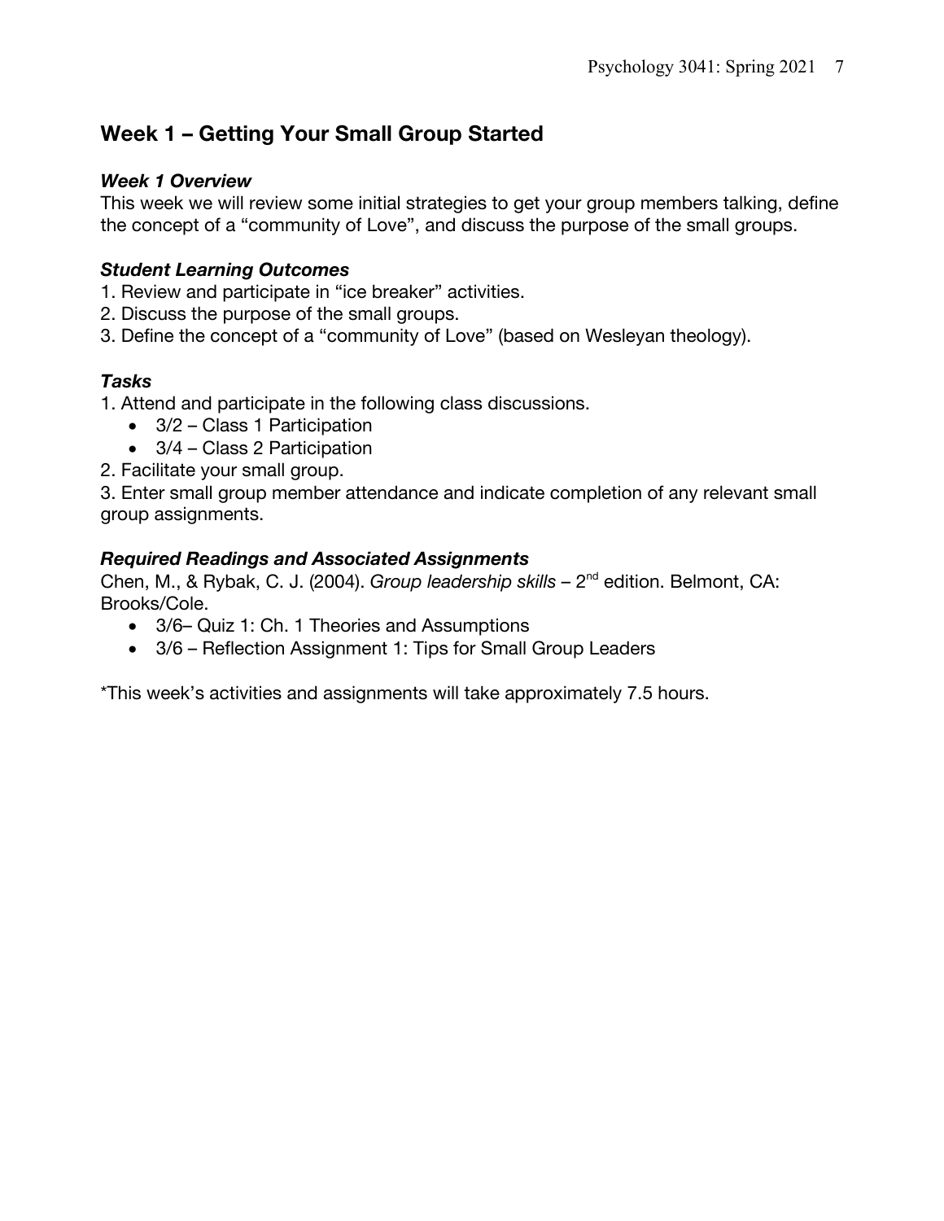## Week 1 – Getting Your Small Group Started

### *Week 1 Overview*

This week we will review some initial strategies to get your group members talking, define the concept of a "community of Love", and discuss the purpose of the small groups.

### *Student Learning Outcomes*

1. Review and participate in "ice breaker" activities.
2. Discuss the purpose of the small groups.
3. Define the concept of a "community of Love" (based on Wesleyan theology).

### *Tasks*

1. Attend and participate in the following class discussions.
   - 3/2 – Class 1 Participation
   - 3/4 – Class 2 Participation
2. Facilitate your small group.
3. Enter small group member attendance and indicate completion of any relevant small group assignments.

### *Required Readings and Associated Assignments*

Chen, M., & Rybak, C. J. (2004). *Group leadership skills* – 2nd edition. Belmont, CA: Brooks/Cole.

- 3/6– Quiz 1: Ch. 1 Theories and Assumptions
- 3/6 – Reflection Assignment 1: Tips for Small Group Leaders

*This week's activities and assignments will take approximately 7.5 hours.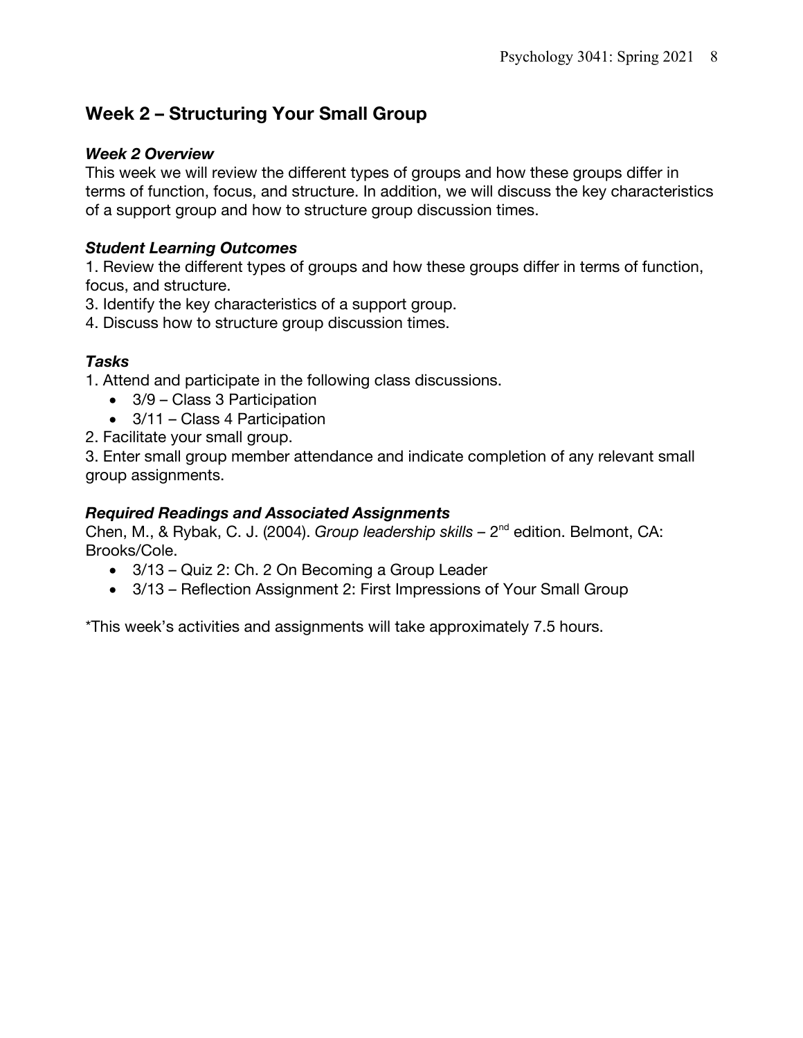## Week 2 – Structuring Your Small Group

### *Week 2 Overview*

This week we will review the different types of groups and how these groups differ in terms of function, focus, and structure. In addition, we will discuss the key characteristics of a support group and how to structure group discussion times.

### *Student Learning Outcomes*

1. Review the different types of groups and how these groups differ in terms of function, focus, and structure.
3. Identify the key characteristics of a support group.
4. Discuss how to structure group discussion times.

### *Tasks*

1. Attend and participate in the following class discussions.
   - 3/9 – Class 3 Participation
   - 3/11 – Class 4 Participation
2. Facilitate your small group.
3. Enter small group member attendance and indicate completion of any relevant small group assignments.

### *Required Readings and Associated Assignments*

Chen, M., & Rybak, C. J. (2004). *Group leadership skills* – 2nd edition. Belmont, CA: Brooks/Cole.

- 3/13 – Quiz 2: Ch. 2 On Becoming a Group Leader
- 3/13 – Reflection Assignment 2: First Impressions of Your Small Group

*This week's activities and assignments will take approximately 7.5 hours.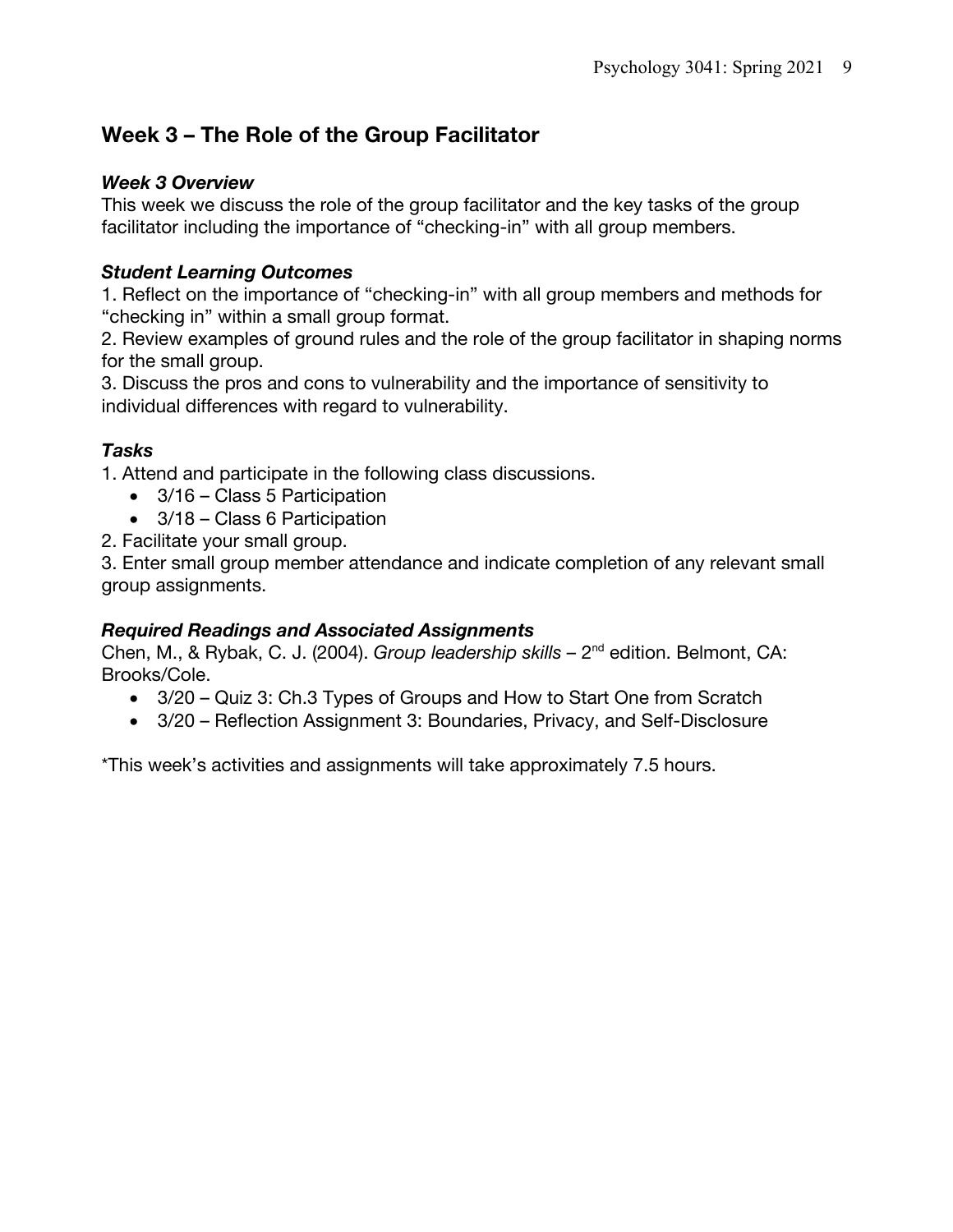## Week 3 – The Role of the Group Facilitator

### *Week 3 Overview*

This week we discuss the role of the group facilitator and the key tasks of the group facilitator including the importance of "checking-in" with all group members.

### *Student Learning Outcomes*

1. Reflect on the importance of "checking-in" with all group members and methods for "checking in" within a small group format.
2. Review examples of ground rules and the role of the group facilitator in shaping norms for the small group.
3. Discuss the pros and cons to vulnerability and the importance of sensitivity to individual differences with regard to vulnerability.

### *Tasks*

1. Attend and participate in the following class discussions.
   - 3/16 – Class 5 Participation
   - 3/18 – Class 6 Participation
2. Facilitate your small group.
3. Enter small group member attendance and indicate completion of any relevant small group assignments.

### *Required Readings and Associated Assignments*

Chen, M., & Rybak, C. J. (2004). *Group leadership skills* – 2nd edition. Belmont, CA: Brooks/Cole.

- 3/20 – Quiz 3: Ch.3 Types of Groups and How to Start One from Scratch
- 3/20 – Reflection Assignment 3: Boundaries, Privacy, and Self-Disclosure

*This week's activities and assignments will take approximately 7.5 hours.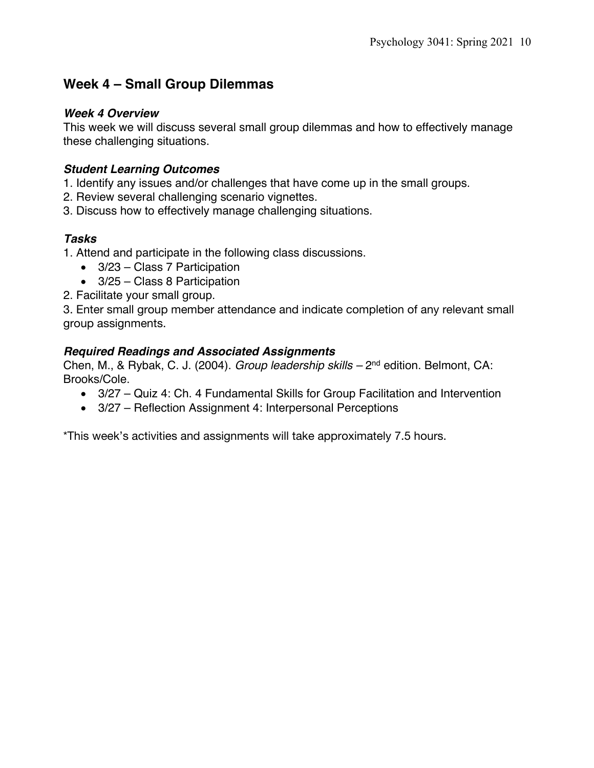## Week 4 – Small Group Dilemmas

### *Week 4 Overview*

This week we will discuss several small group dilemmas and how to effectively manage these challenging situations.

### *Student Learning Outcomes*

1. Identify any issues and/or challenges that have come up in the small groups.
2. Review several challenging scenario vignettes.
3. Discuss how to effectively manage challenging situations.

### *Tasks*

1. Attend and participate in the following class discussions.
   - 3/23 – Class 7 Participation
   - 3/25 – Class 8 Participation
2. Facilitate your small group.
3. Enter small group member attendance and indicate completion of any relevant small group assignments.

### *Required Readings and Associated Assignments*

Chen, M., & Rybak, C. J. (2004). *Group leadership skills* – 2nd edition. Belmont, CA: Brooks/Cole.

- 3/27 – Quiz 4: Ch. 4 Fundamental Skills for Group Facilitation and Intervention
- 3/27 – Reflection Assignment 4: Interpersonal Perceptions

*This week's activities and assignments will take approximately 7.5 hours.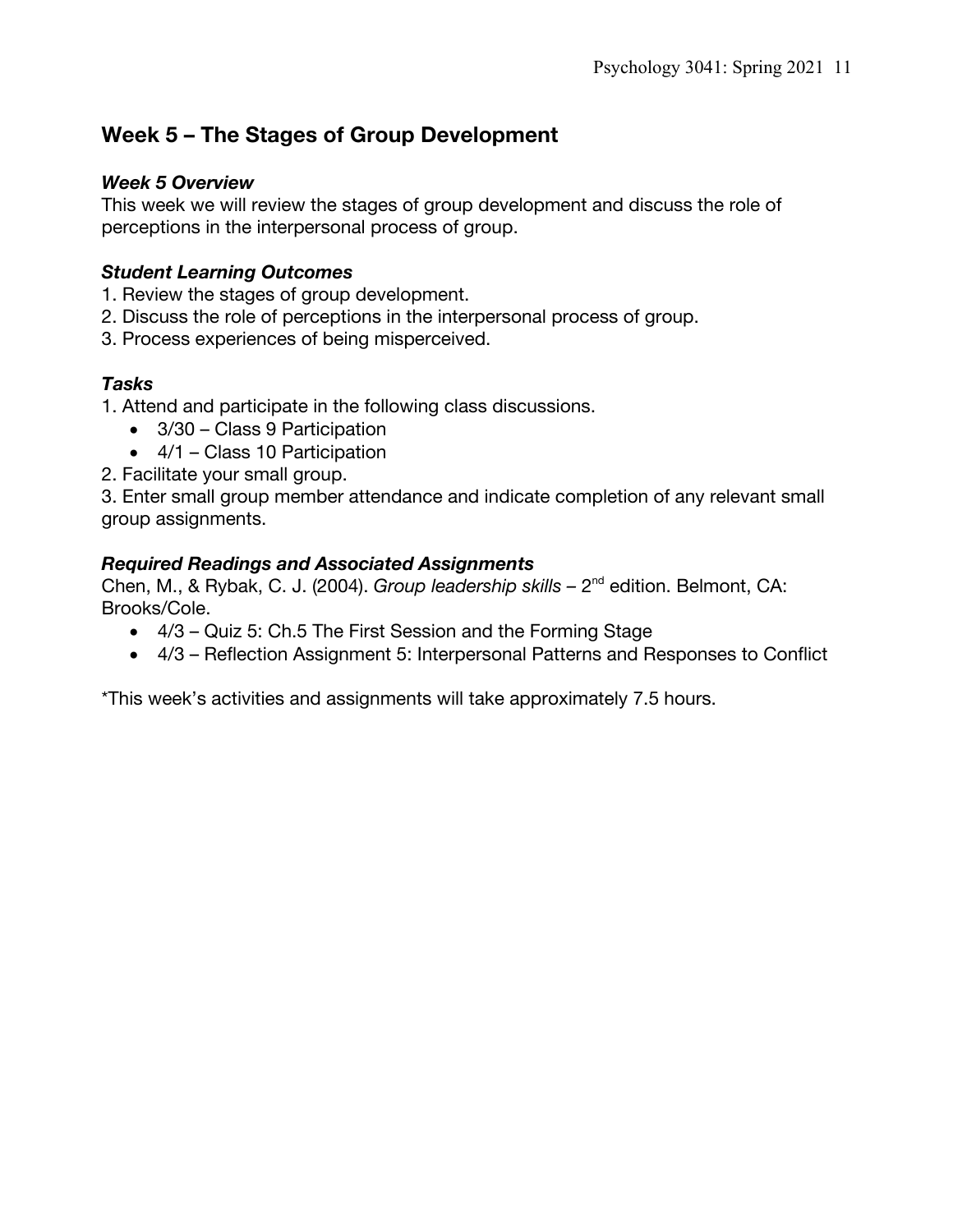## Week 5 – The Stages of Group Development

### *Week 5 Overview*

This week we will review the stages of group development and discuss the role of perceptions in the interpersonal process of group.

### *Student Learning Outcomes*

1. Review the stages of group development.
2. Discuss the role of perceptions in the interpersonal process of group.
3. Process experiences of being misperceived.

### *Tasks*

1. Attend and participate in the following class discussions.
   - 3/30 – Class 9 Participation
   - 4/1 – Class 10 Participation
2. Facilitate your small group.
3. Enter small group member attendance and indicate completion of any relevant small group assignments.

### *Required Readings and Associated Assignments*

Chen, M., & Rybak, C. J. (2004). *Group leadership skills* – 2nd edition. Belmont, CA: Brooks/Cole.

- 4/3 – Quiz 5: Ch.5 The First Session and the Forming Stage
- 4/3 – Reflection Assignment 5: Interpersonal Patterns and Responses to Conflict

*This week's activities and assignments will take approximately 7.5 hours.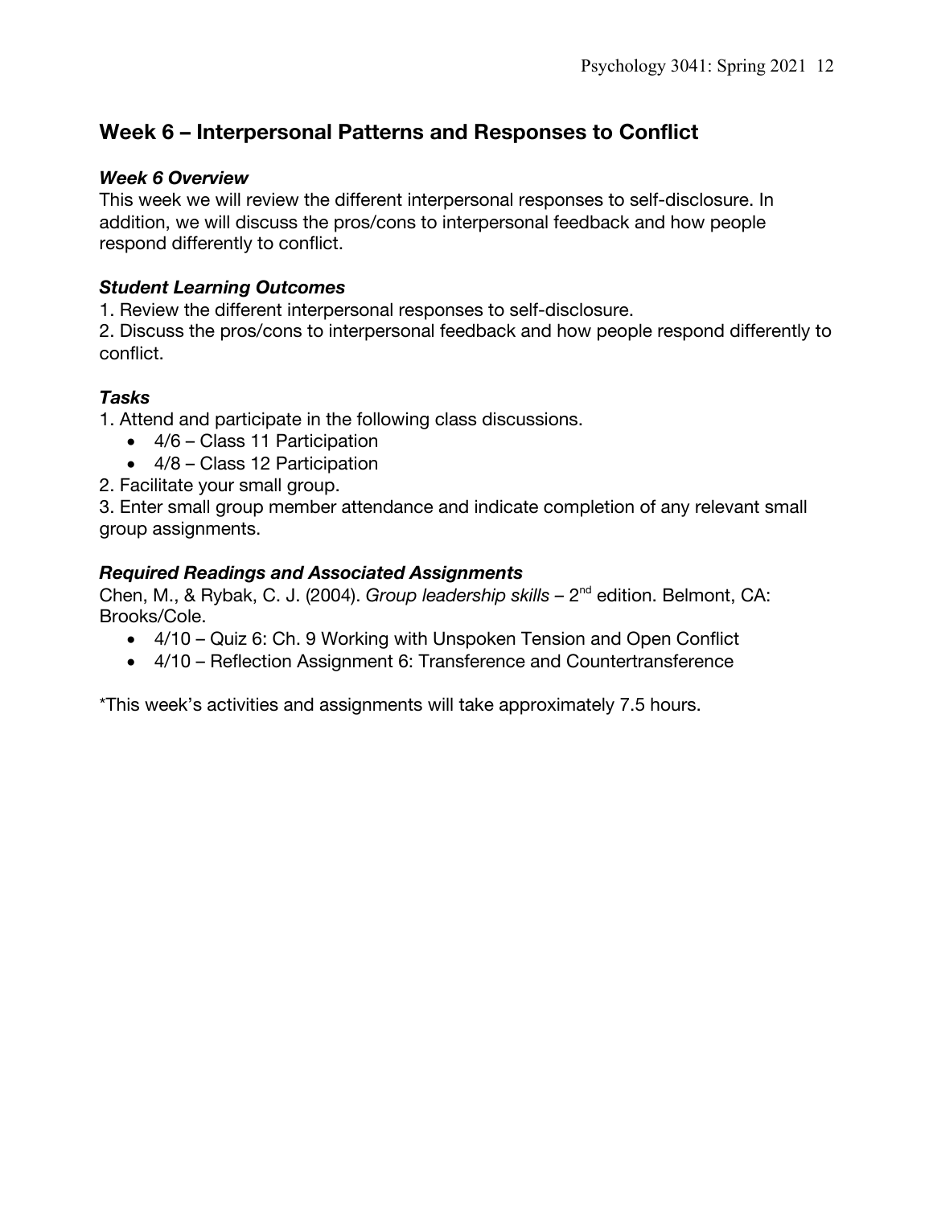## Week 6 – Interpersonal Patterns and Responses to Conflict

### *Week 6 Overview*

This week we will review the different interpersonal responses to self-disclosure. In addition, we will discuss the pros/cons to interpersonal feedback and how people respond differently to conflict.

### *Student Learning Outcomes*

1. Review the different interpersonal responses to self-disclosure.
2. Discuss the pros/cons to interpersonal feedback and how people respond differently to conflict.

### *Tasks*

1. Attend and participate in the following class discussions.
    - 4/6 – Class 11 Participation
    - 4/8 – Class 12 Participation
2. Facilitate your small group.
3. Enter small group member attendance and indicate completion of any relevant small group assignments.

### *Required Readings and Associated Assignments*

Chen, M., & Rybak, C. J. (2004). *Group leadership skills* – 2nd edition. Belmont, CA: Brooks/Cole.

- 4/10 – Quiz 6: Ch. 9 Working with Unspoken Tension and Open Conflict
- 4/10 – Reflection Assignment 6: Transference and Countertransference

*This week's activities and assignments will take approximately 7.5 hours.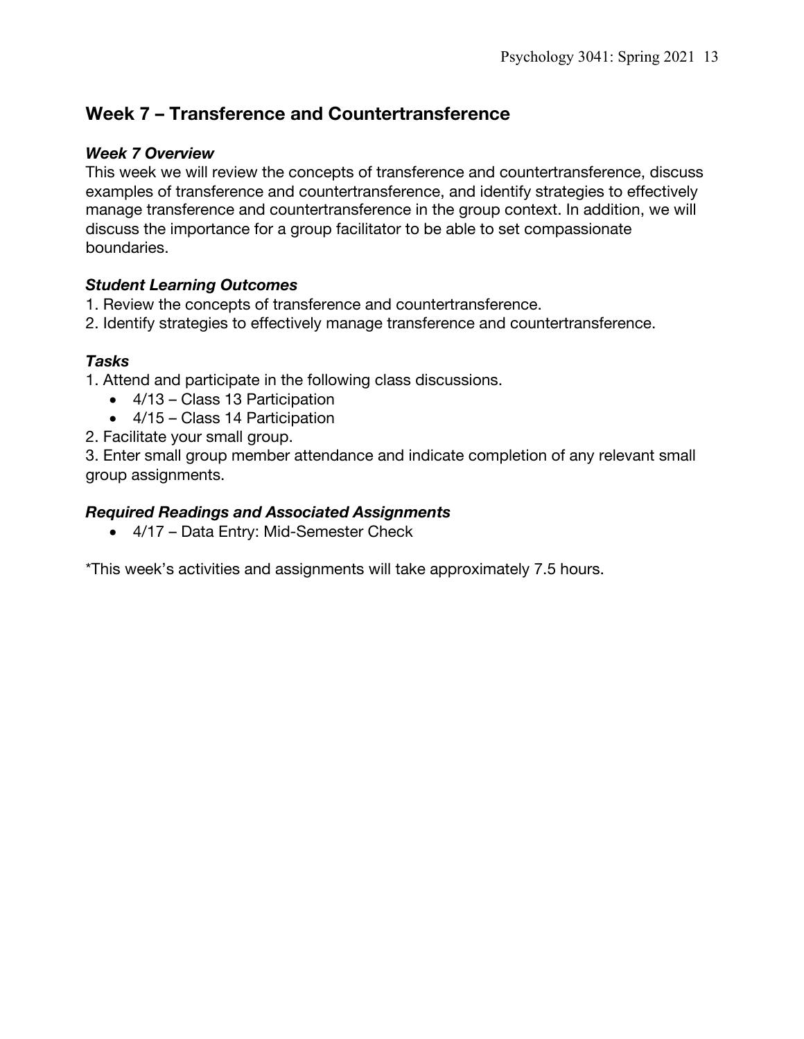## Week 7 – Transference and Countertransference

### *Week 7 Overview*

This week we will review the concepts of transference and countertransference, discuss examples of transference and countertransference, and identify strategies to effectively manage transference and countertransference in the group context. In addition, we will discuss the importance for a group facilitator to be able to set compassionate boundaries.

### *Student Learning Outcomes*

1. Review the concepts of transference and countertransference.
2. Identify strategies to effectively manage transference and countertransference.

### *Tasks*

1. Attend and participate in the following class discussions.
   - 4/13 – Class 13 Participation
   - 4/15 – Class 14 Participation
2. Facilitate your small group.
3. Enter small group member attendance and indicate completion of any relevant small group assignments.

### *Required Readings and Associated Assignments*

- 4/17 – Data Entry: Mid-Semester Check

*This week's activities and assignments will take approximately 7.5 hours.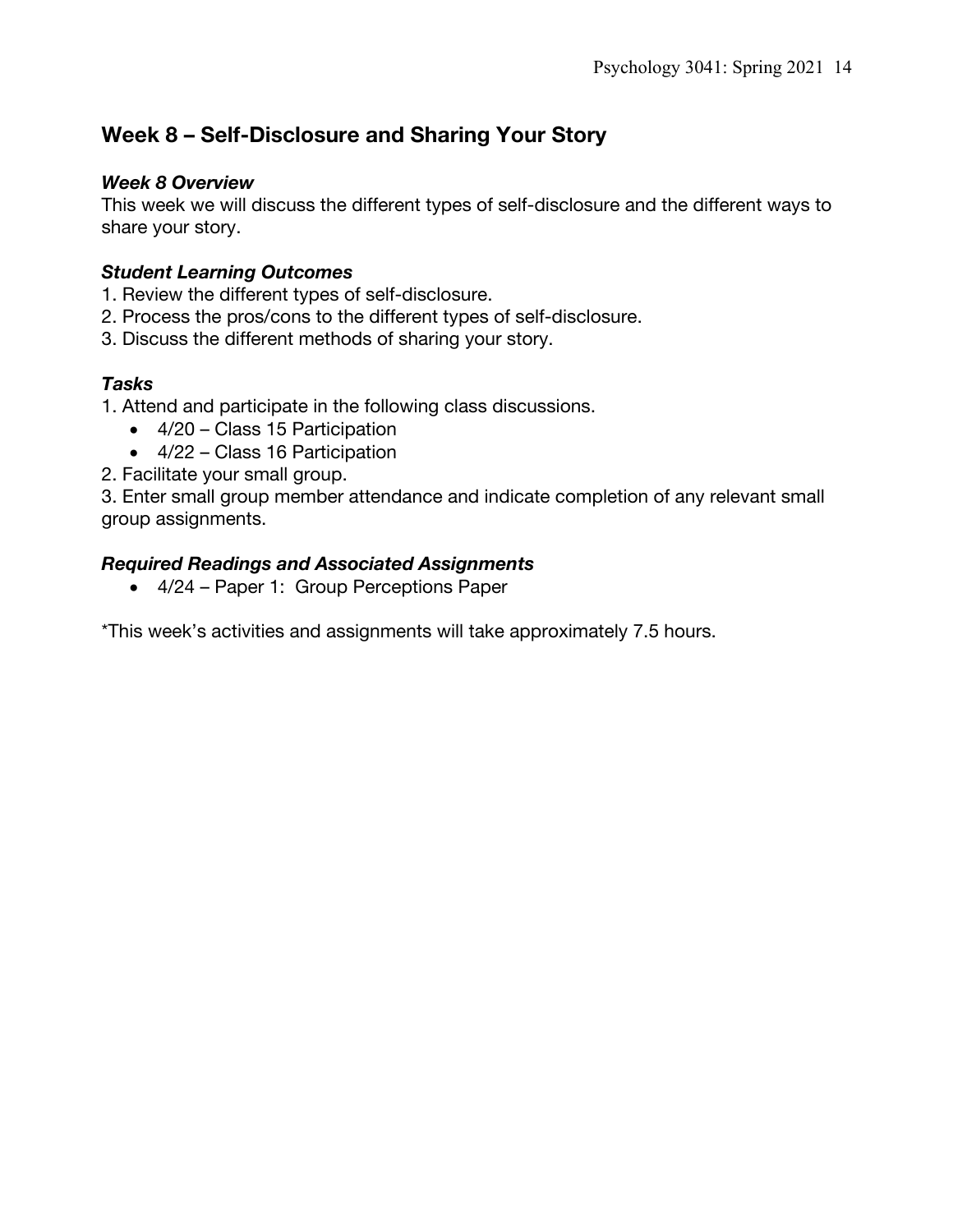## Week 8 – Self-Disclosure and Sharing Your Story

### *Week 8 Overview*

This week we will discuss the different types of self-disclosure and the different ways to share your story.

### *Student Learning Outcomes*

1. Review the different types of self-disclosure.
2. Process the pros/cons to the different types of self-disclosure.
3. Discuss the different methods of sharing your story.

### *Tasks*

1. Attend and participate in the following class discussions.
   - 4/20 – Class 15 Participation
   - 4/22 – Class 16 Participation
2. Facilitate your small group.
3. Enter small group member attendance and indicate completion of any relevant small group assignments.

### *Required Readings and Associated Assignments*

- 4/24 – Paper 1: Group Perceptions Paper

*This week's activities and assignments will take approximately 7.5 hours.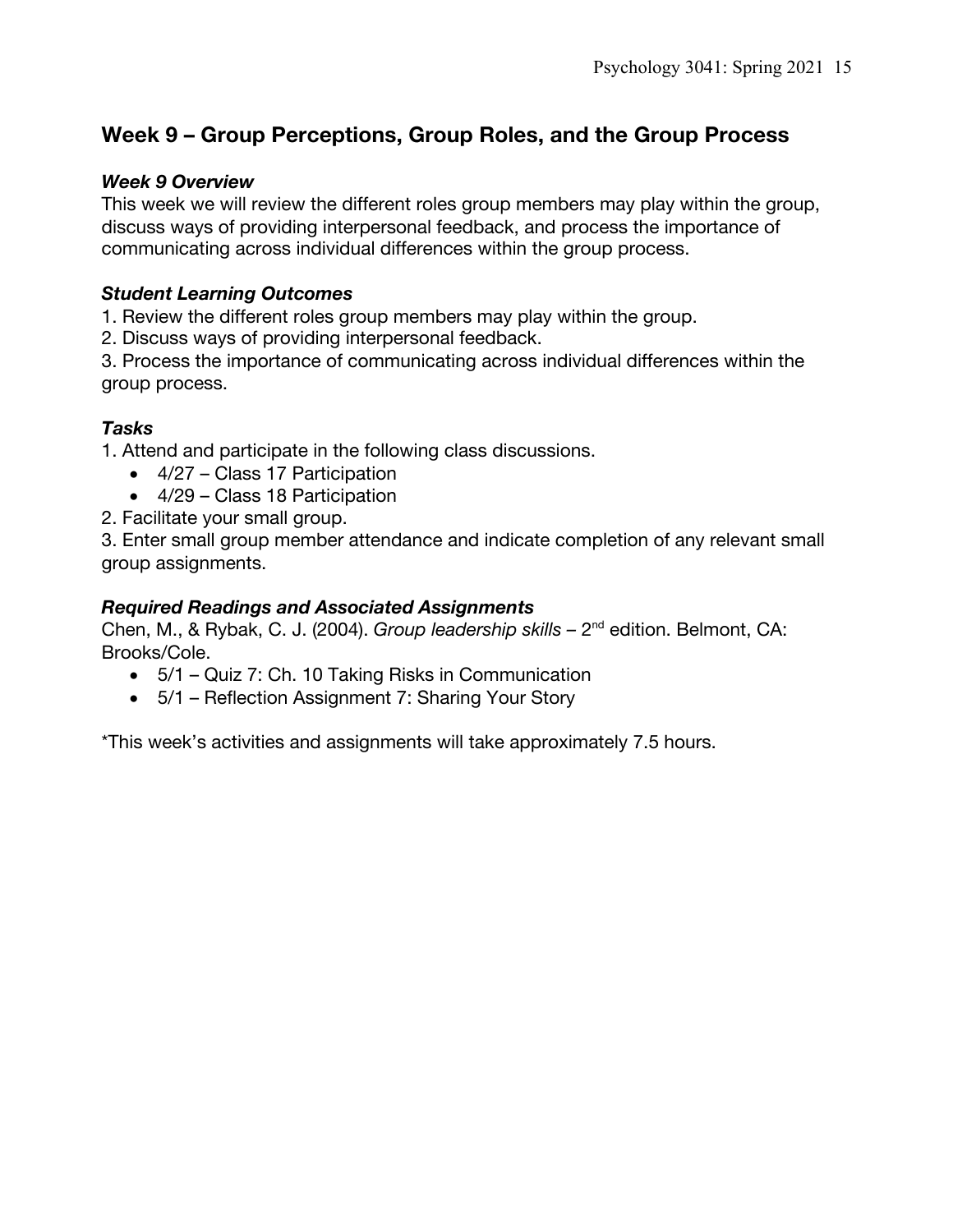## Week 9 – Group Perceptions, Group Roles, and the Group Process

### *Week 9 Overview*

This week we will review the different roles group members may play within the group, discuss ways of providing interpersonal feedback, and process the importance of communicating across individual differences within the group process.

### *Student Learning Outcomes*

1. Review the different roles group members may play within the group.
2. Discuss ways of providing interpersonal feedback.
3. Process the importance of communicating across individual differences within the group process.

### *Tasks*

1. Attend and participate in the following class discussions.
   - 4/27 – Class 17 Participation
   - 4/29 – Class 18 Participation
2. Facilitate your small group.
3. Enter small group member attendance and indicate completion of any relevant small group assignments.

### *Required Readings and Associated Assignments*

Chen, M., & Rybak, C. J. (2004). *Group leadership skills* – 2nd edition. Belmont, CA: Brooks/Cole.

- 5/1 – Quiz 7: Ch. 10 Taking Risks in Communication
- 5/1 – Reflection Assignment 7: Sharing Your Story

*This week's activities and assignments will take approximately 7.5 hours.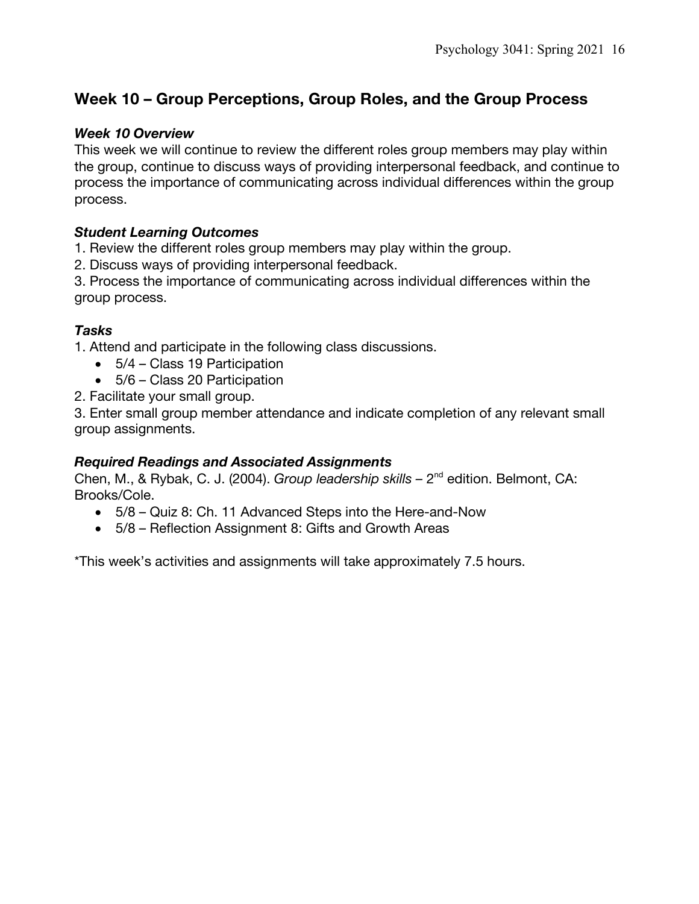## Week 10 – Group Perceptions, Group Roles, and the Group Process

### *Week 10 Overview*

This week we will continue to review the different roles group members may play within the group, continue to discuss ways of providing interpersonal feedback, and continue to process the importance of communicating across individual differences within the group process.

### *Student Learning Outcomes*

1. Review the different roles group members may play within the group.
2. Discuss ways of providing interpersonal feedback.
3. Process the importance of communicating across individual differences within the group process.

### *Tasks*

1. Attend and participate in the following class discussions.
   - 5/4 – Class 19 Participation
   - 5/6 – Class 20 Participation
2. Facilitate your small group.
3. Enter small group member attendance and indicate completion of any relevant small group assignments.

### *Required Readings and Associated Assignments*

Chen, M., & Rybak, C. J. (2004). *Group leadership skills* – 2nd edition. Belmont, CA: Brooks/Cole.

- 5/8 – Quiz 8: Ch. 11 Advanced Steps into the Here-and-Now
- 5/8 – Reflection Assignment 8: Gifts and Growth Areas

*This week's activities and assignments will take approximately 7.5 hours.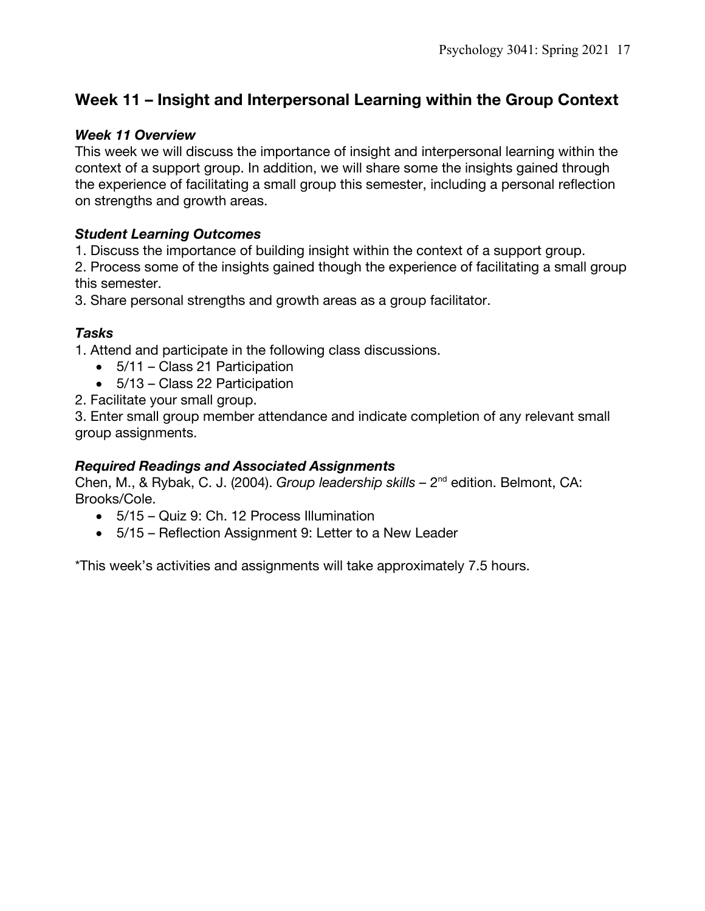## Week 11 – Insight and Interpersonal Learning within the Group Context

### *Week 11 Overview*

This week we will discuss the importance of insight and interpersonal learning within the context of a support group. In addition, we will share some the insights gained through the experience of facilitating a small group this semester, including a personal reflection on strengths and growth areas.

### *Student Learning Outcomes*

1. Discuss the importance of building insight within the context of a support group.
2. Process some of the insights gained though the experience of facilitating a small group this semester.
3. Share personal strengths and growth areas as a group facilitator.

### *Tasks*

1. Attend and participate in the following class discussions.
   - 5/11 – Class 21 Participation
   - 5/13 – Class 22 Participation
2. Facilitate your small group.
3. Enter small group member attendance and indicate completion of any relevant small group assignments.

### *Required Readings and Associated Assignments*

Chen, M., & Rybak, C. J. (2004). *Group leadership skills* – 2nd edition. Belmont, CA: Brooks/Cole.

- 5/15 – Quiz 9: Ch. 12 Process Illumination
- 5/15 – Reflection Assignment 9: Letter to a New Leader

*This week's activities and assignments will take approximately 7.5 hours.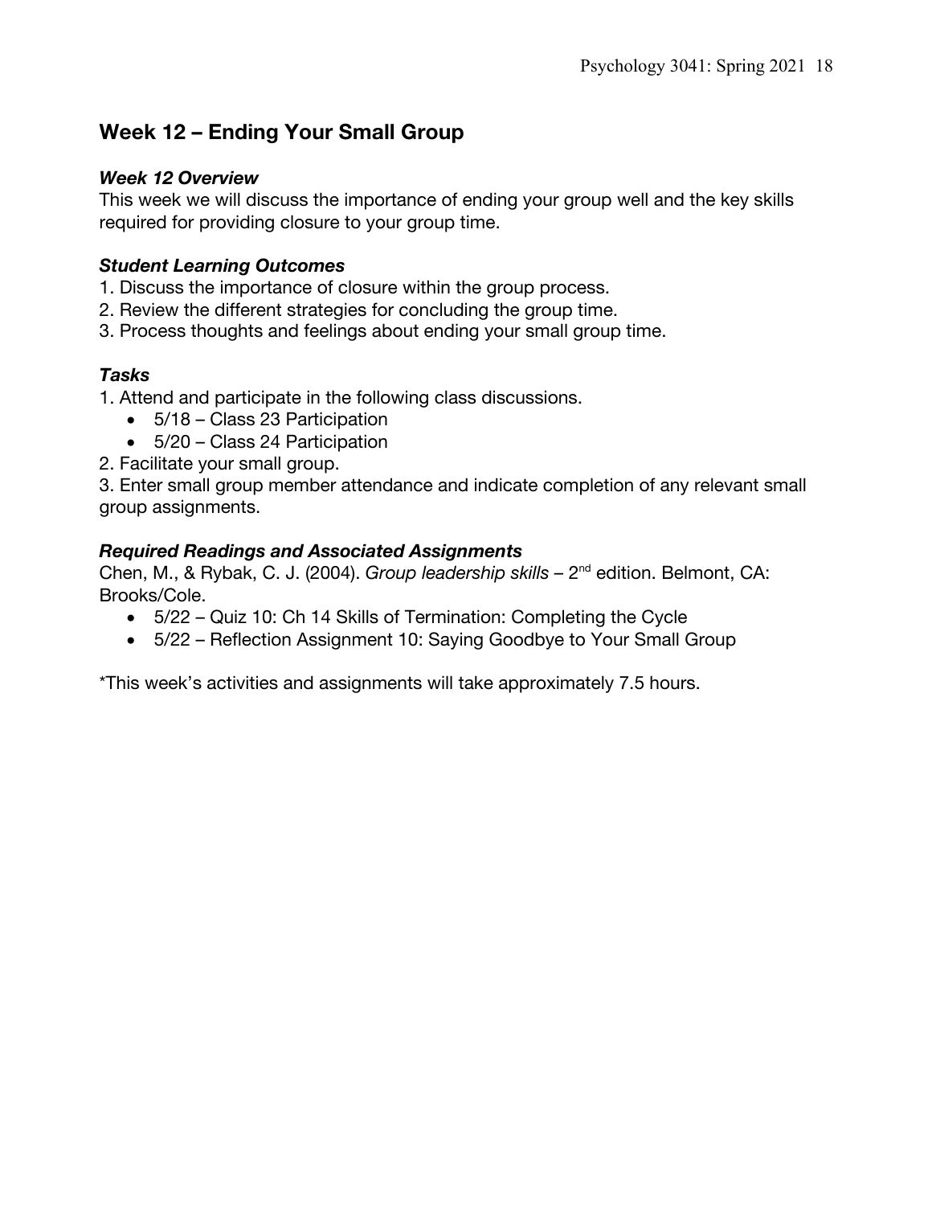## Week 12 – Ending Your Small Group

### *Week 12 Overview*

This week we will discuss the importance of ending your group well and the key skills required for providing closure to your group time.

### *Student Learning Outcomes*

1. Discuss the importance of closure within the group process.
2. Review the different strategies for concluding the group time.
3. Process thoughts and feelings about ending your small group time.

### *Tasks*

1. Attend and participate in the following class discussions.
    - 5/18 – Class 23 Participation
    - 5/20 – Class 24 Participation
2. Facilitate your small group.
3. Enter small group member attendance and indicate completion of any relevant small group assignments.

### *Required Readings and Associated Assignments*

Chen, M., & Rybak, C. J. (2004). *Group leadership skills* – 2nd edition. Belmont, CA: Brooks/Cole.

- 5/22 – Quiz 10: Ch 14 Skills of Termination: Completing the Cycle
- 5/22 – Reflection Assignment 10: Saying Goodbye to Your Small Group

*This week's activities and assignments will take approximately 7.5 hours.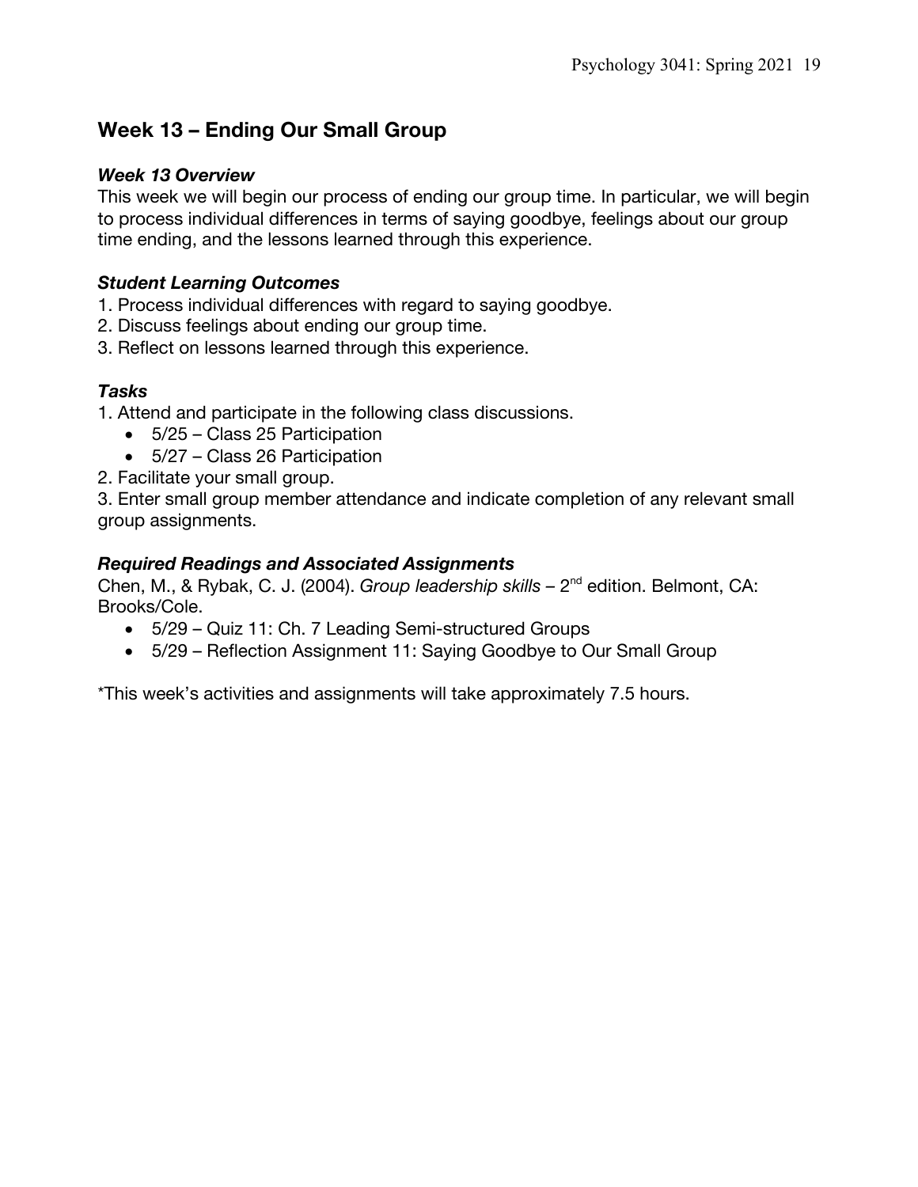## Week 13 – Ending Our Small Group

### *Week 13 Overview*

This week we will begin our process of ending our group time. In particular, we will begin to process individual differences in terms of saying goodbye, feelings about our group time ending, and the lessons learned through this experience.

### *Student Learning Outcomes*

1. Process individual differences with regard to saying goodbye.
2. Discuss feelings about ending our group time.
3. Reflect on lessons learned through this experience.

### *Tasks*

1. Attend and participate in the following class discussions.
    - 5/25 – Class 25 Participation
    - 5/27 – Class 26 Participation
2. Facilitate your small group.
3. Enter small group member attendance and indicate completion of any relevant small group assignments.

### *Required Readings and Associated Assignments*

Chen, M., & Rybak, C. J. (2004). *Group leadership skills* – 2nd edition. Belmont, CA: Brooks/Cole.

- 5/29 – Quiz 11: Ch. 7 Leading Semi-structured Groups
- 5/29 – Reflection Assignment 11: Saying Goodbye to Our Small Group

*This week's activities and assignments will take approximately 7.5 hours.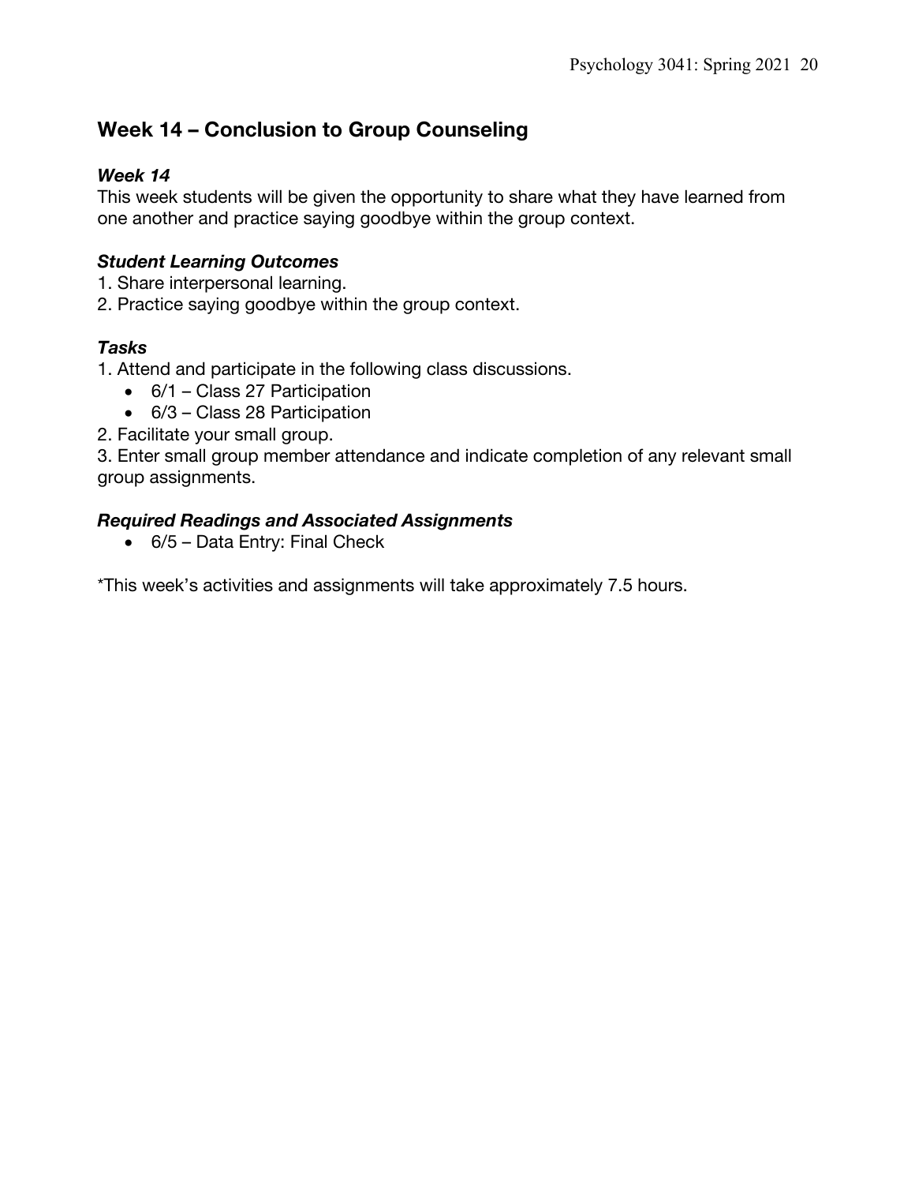## Week 14 – Conclusion to Group Counseling

### *Week 14*

This week students will be given the opportunity to share what they have learned from one another and practice saying goodbye within the group context.

### *Student Learning Outcomes*

1. Share interpersonal learning.
2. Practice saying goodbye within the group context.

### *Tasks*

1. Attend and participate in the following class discussions.
   - 6/1 – Class 27 Participation
   - 6/3 – Class 28 Participation
2. Facilitate your small group.
3. Enter small group member attendance and indicate completion of any relevant small group assignments.

### *Required Readings and Associated Assignments*

- 6/5 – Data Entry: Final Check

*This week's activities and assignments will take approximately 7.5 hours.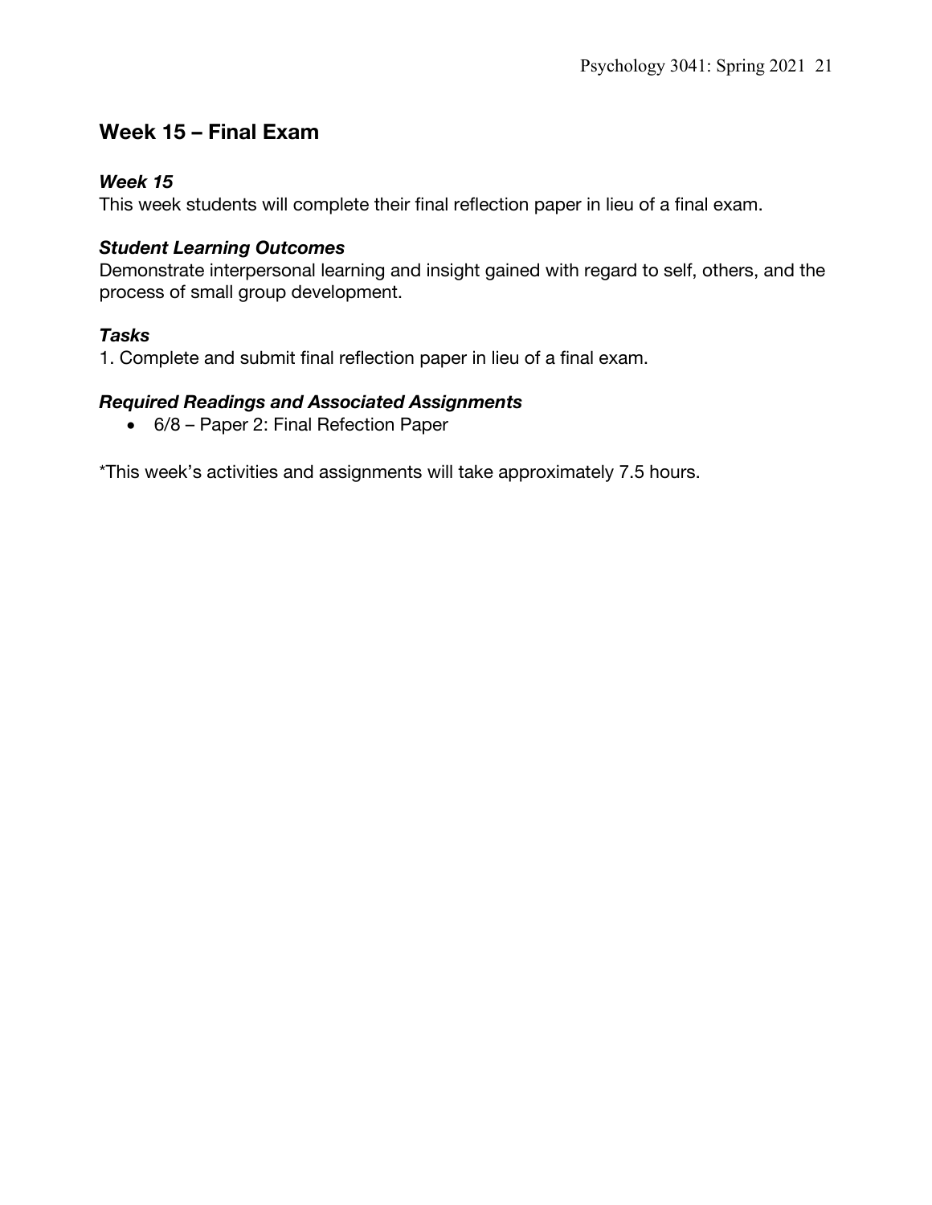## Week 15 – Final Exam

### *Week 15*

This week students will complete their final reflection paper in lieu of a final exam.

### *Student Learning Outcomes*

Demonstrate interpersonal learning and insight gained with regard to self, others, and the process of small group development.

### *Tasks*

1. Complete and submit final reflection paper in lieu of a final exam.

### *Required Readings and Associated Assignments*

- 6/8 – Paper 2: Final Refection Paper

*This week's activities and assignments will take approximately 7.5 hours.